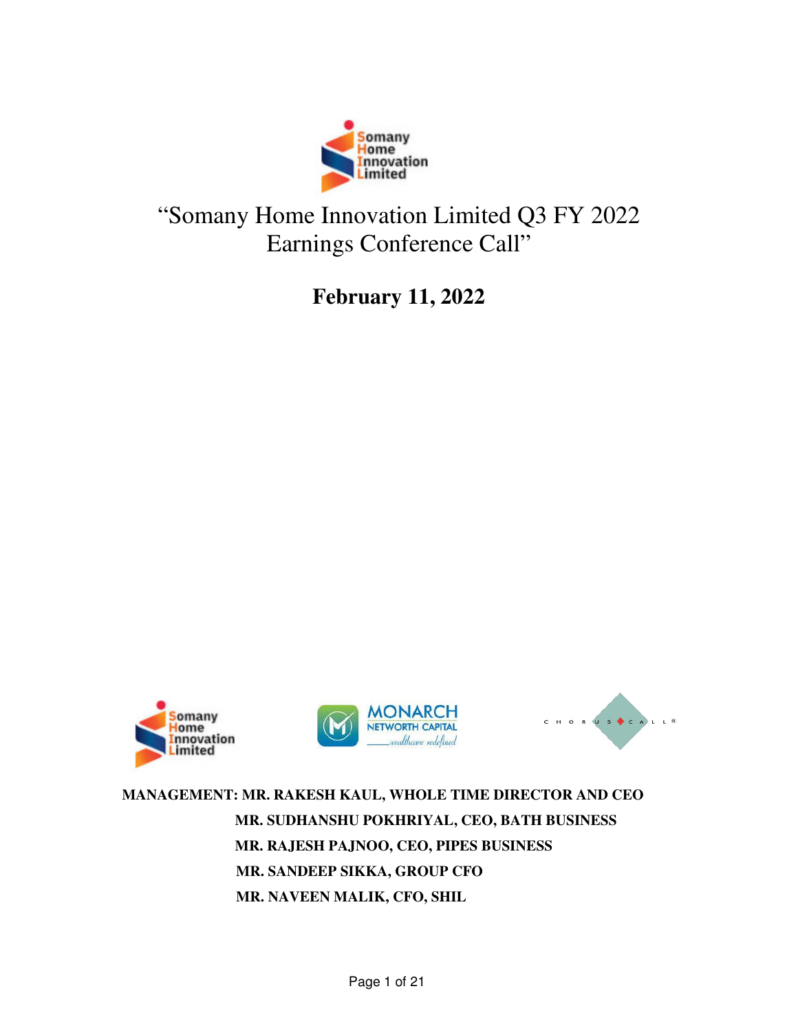# "Somany Home Innovation Limited Q3 FY 2022 Earnings Conference Call"

**February 11, 2022**

**MANAGEMENT: MR. RAKESH KAUL, WHOLE TIME DIRECTOR AND CEO**

**MR. SUDHANSHU POKHRIYAL, CEO, BATH BUSINESS**

**MR. RAJESH PAJNOO, CEO, PIPES BUSINESS**

**MR. SANDEEP SIKKA, GROUP CFO**

**MR. NAVEEN MALIK, CFO, SHIL**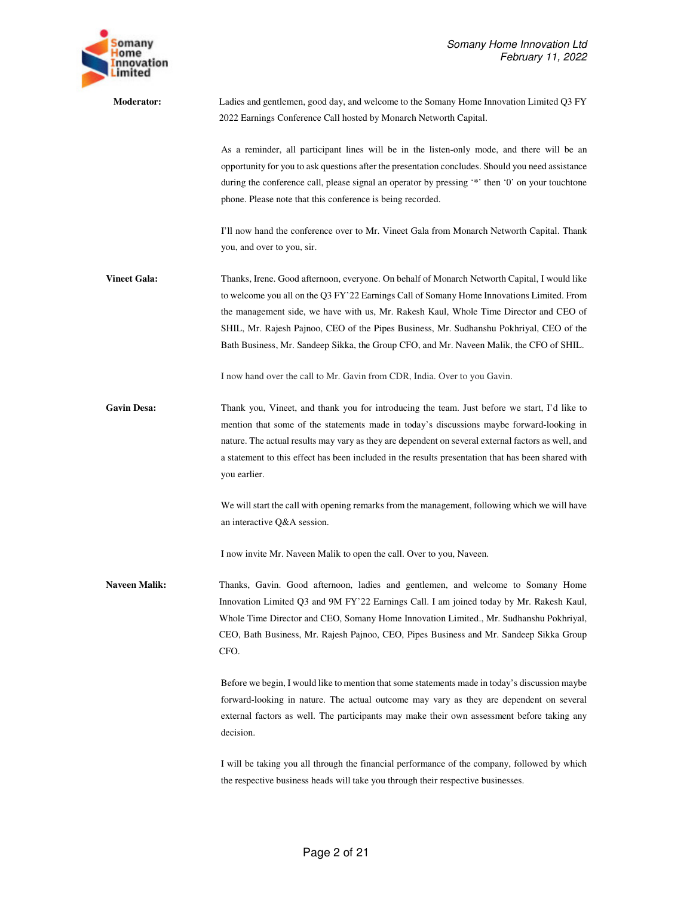**Moderator:** Ladies and gentlemen, good day, and welcome to the Somany Home Innovation Limited Q3 FY 2022 Earnings Conference Call hosted by Monarch Networth Capital.

As a reminder, all participant lines will be in the listen-only mode, and there will be an opportunity for you to ask questions after the presentation concludes. Should you need assistance during the conference call, please signal an operator by pressing '*' then '0' on your touchtone phone. Please note that this conference is being recorded.

I'll now hand the conference over to Mr. Vineet Gala from Monarch Networth Capital. Thank you, and over to you, sir.

**Vineet Gala:** Thanks, Irene. Good afternoon, everyone. On behalf of Monarch Networth Capital, I would like to welcome you all on the Q3 FY'22 Earnings Call of Somany Home Innovations Limited. From the management side, we have with us, Mr. Rakesh Kaul, Whole Time Director and CEO of SHIL, Mr. Rajesh Pajnoo, CEO of the Pipes Business, Mr. Sudhanshu Pokhriyal, CEO of the Bath Business, Mr. Sandeep Sikka, the Group CFO, and Mr. Naveen Malik, the CFO of SHIL.

I now hand over the call to Mr. Gavin from CDR, India. Over to you Gavin.

**Gavin Desa:** Thank you, Vineet, and thank you for introducing the team. Just before we start, I'd like to mention that some of the statements made in today's discussions maybe forward-looking in nature. The actual results may vary as they are dependent on several external factors as well, and a statement to this effect has been included in the results presentation that has been shared with you earlier.

We will start the call with opening remarks from the management, following which we will have an interactive Q&A session.

I now invite Mr. Naveen Malik to open the call. Over to you, Naveen.

**Naveen Malik:** Thanks, Gavin. Good afternoon, ladies and gentlemen, and welcome to Somany Home Innovation Limited Q3 and 9M FY'22 Earnings Call. I am joined today by Mr. Rakesh Kaul, Whole Time Director and CEO, Somany Home Innovation Limited., Mr. Sudhanshu Pokhriyal, CEO, Bath Business, Mr. Rajesh Pajnoo, CEO, Pipes Business and Mr. Sandeep Sikka Group CFO.

Before we begin, I would like to mention that some statements made in today's discussion maybe forward-looking in nature. The actual outcome may vary as they are dependent on several external factors as well. The participants may make their own assessment before taking any decision.

I will be taking you all through the financial performance of the company, followed by which the respective business heads will take you through their respective businesses.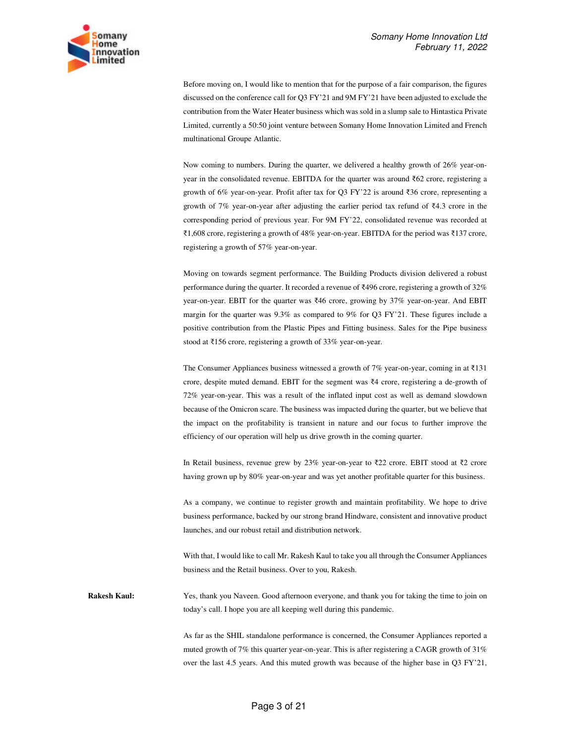Before moving on, I would like to mention that for the purpose of a fair comparison, the figures discussed on the conference call for Q3 FY'21 and 9M FY'21 have been adjusted to exclude the contribution from the Water Heater business which was sold in a slump sale to Hintastica Private Limited, currently a 50:50 joint venture between Somany Home Innovation Limited and French multinational Groupe Atlantic.

Now coming to numbers. During the quarter, we delivered a healthy growth of 26% year-on-year in the consolidated revenue. EBITDA for the quarter was around ₹62 crore, registering a growth of 6% year-on-year. Profit after tax for Q3 FY'22 is around ₹36 crore, representing a growth of 7% year-on-year after adjusting the earlier period tax refund of ₹4.3 crore in the corresponding period of previous year. For 9M FY'22, consolidated revenue was recorded at ₹1,608 crore, registering a growth of 48% year-on-year. EBITDA for the period was ₹137 crore, registering a growth of 57% year-on-year.

Moving on towards segment performance. The Building Products division delivered a robust performance during the quarter. It recorded a revenue of ₹496 crore, registering a growth of 32% year-on-year. EBIT for the quarter was ₹46 crore, growing by 37% year-on-year. And EBIT margin for the quarter was 9.3% as compared to 9% for Q3 FY'21. These figures include a positive contribution from the Plastic Pipes and Fitting business. Sales for the Pipe business stood at ₹156 crore, registering a growth of 33% year-on-year.

The Consumer Appliances business witnessed a growth of 7% year-on-year, coming in at ₹131 crore, despite muted demand. EBIT for the segment was ₹4 crore, registering a de-growth of 72% year-on-year. This was a result of the inflated input cost as well as demand slowdown because of the Omicron scare. The business was impacted during the quarter, but we believe that the impact on the profitability is transient in nature and our focus to further improve the efficiency of our operation will help us drive growth in the coming quarter.

In Retail business, revenue grew by 23% year-on-year to ₹22 crore. EBIT stood at ₹2 crore having grown up by 80% year-on-year and was yet another profitable quarter for this business.

As a company, we continue to register growth and maintain profitability. We hope to drive business performance, backed by our strong brand Hindware, consistent and innovative product launches, and our robust retail and distribution network.

With that, I would like to call Mr. Rakesh Kaul to take you all through the Consumer Appliances business and the Retail business. Over to you, Rakesh.

**Rakesh Kaul:** Yes, thank you Naveen. Good afternoon everyone, and thank you for taking the time to join on today's call. I hope you are all keeping well during this pandemic.

As far as the SHIL standalone performance is concerned, the Consumer Appliances reported a muted growth of 7% this quarter year-on-year. This is after registering a CAGR growth of 31% over the last 4.5 years. And this muted growth was because of the higher base in Q3 FY'21,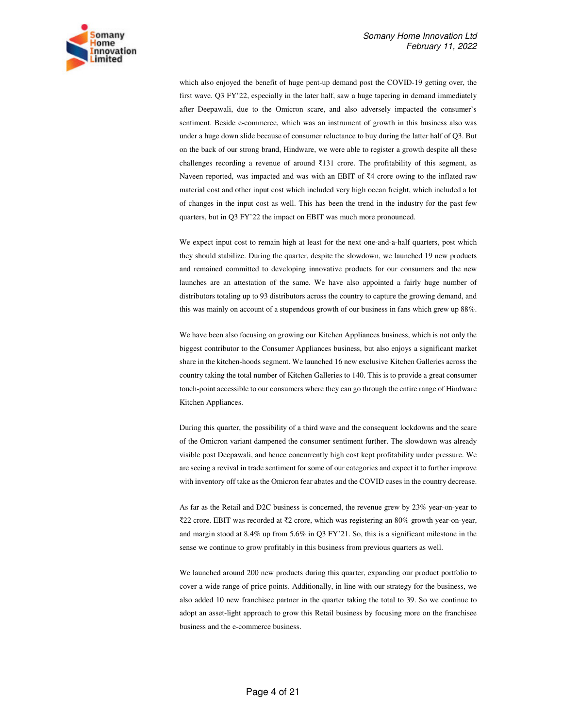which also enjoyed the benefit of huge pent-up demand post the COVID-19 getting over, the first wave. Q3 FY'22, especially in the later half, saw a huge tapering in demand immediately after Deepawali, due to the Omicron scare, and also adversely impacted the consumer's sentiment. Beside e-commerce, which was an instrument of growth in this business also was under a huge down slide because of consumer reluctance to buy during the latter half of Q3. But on the back of our strong brand, Hindware, we were able to register a growth despite all these challenges recording a revenue of around ₹131 crore. The profitability of this segment, as Naveen reported, was impacted and was with an EBIT of ₹4 crore owing to the inflated raw material cost and other input cost which included very high ocean freight, which included a lot of changes in the input cost as well. This has been the trend in the industry for the past few quarters, but in Q3 FY'22 the impact on EBIT was much more pronounced.

We expect input cost to remain high at least for the next one-and-a-half quarters, post which they should stabilize. During the quarter, despite the slowdown, we launched 19 new products and remained committed to developing innovative products for our consumers and the new launches are an attestation of the same. We have also appointed a fairly huge number of distributors totaling up to 93 distributors across the country to capture the growing demand, and this was mainly on account of a stupendous growth of our business in fans which grew up 88%.

We have been also focusing on growing our Kitchen Appliances business, which is not only the biggest contributor to the Consumer Appliances business, but also enjoys a significant market share in the kitchen-hoods segment. We launched 16 new exclusive Kitchen Galleries across the country taking the total number of Kitchen Galleries to 140. This is to provide a great consumer touch-point accessible to our consumers where they can go through the entire range of Hindware Kitchen Appliances.

During this quarter, the possibility of a third wave and the consequent lockdowns and the scare of the Omicron variant dampened the consumer sentiment further. The slowdown was already visible post Deepawali, and hence concurrently high cost kept profitability under pressure. We are seeing a revival in trade sentiment for some of our categories and expect it to further improve with inventory off take as the Omicron fear abates and the COVID cases in the country decrease.

As far as the Retail and D2C business is concerned, the revenue grew by 23% year-on-year to ₹22 crore. EBIT was recorded at ₹2 crore, which was registering an 80% growth year-on-year, and margin stood at 8.4% up from 5.6% in Q3 FY'21. So, this is a significant milestone in the sense we continue to grow profitably in this business from previous quarters as well.

We launched around 200 new products during this quarter, expanding our product portfolio to cover a wide range of price points. Additionally, in line with our strategy for the business, we also added 10 new franchisee partner in the quarter taking the total to 39. So we continue to adopt an asset-light approach to grow this Retail business by focusing more on the franchisee business and the e-commerce business.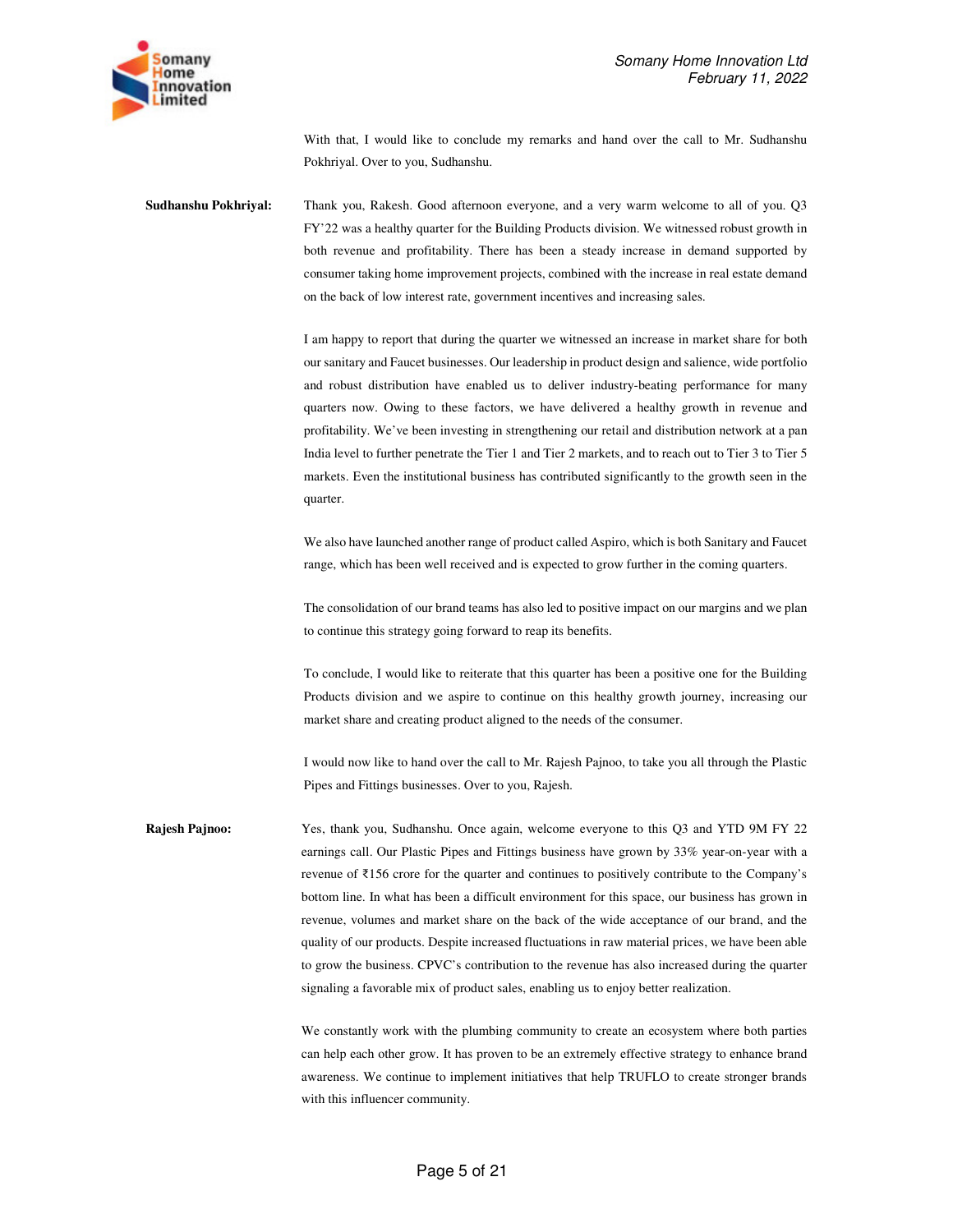With that, I would like to conclude my remarks and hand over the call to Mr. Sudhanshu Pokhriyal. Over to you, Sudhanshu.

**Sudhanshu Pokhriyal:** Thank you, Rakesh. Good afternoon everyone, and a very warm welcome to all of you. Q3 FY'22 was a healthy quarter for the Building Products division. We witnessed robust growth in both revenue and profitability. There has been a steady increase in demand supported by consumer taking home improvement projects, combined with the increase in real estate demand on the back of low interest rate, government incentives and increasing sales.

I am happy to report that during the quarter we witnessed an increase in market share for both our sanitary and Faucet businesses. Our leadership in product design and salience, wide portfolio and robust distribution have enabled us to deliver industry-beating performance for many quarters now. Owing to these factors, we have delivered a healthy growth in revenue and profitability. We've been investing in strengthening our retail and distribution network at a pan India level to further penetrate the Tier 1 and Tier 2 markets, and to reach out to Tier 3 to Tier 5 markets. Even the institutional business has contributed significantly to the growth seen in the quarter.

We also have launched another range of product called Aspiro, which is both Sanitary and Faucet range, which has been well received and is expected to grow further in the coming quarters.

The consolidation of our brand teams has also led to positive impact on our margins and we plan to continue this strategy going forward to reap its benefits.

To conclude, I would like to reiterate that this quarter has been a positive one for the Building Products division and we aspire to continue on this healthy growth journey, increasing our market share and creating product aligned to the needs of the consumer.

I would now like to hand over the call to Mr. Rajesh Pajnoo, to take you all through the Plastic Pipes and Fittings businesses. Over to you, Rajesh.

**Rajesh Pajnoo:** Yes, thank you, Sudhanshu. Once again, welcome everyone to this Q3 and YTD 9M FY 22 earnings call. Our Plastic Pipes and Fittings business have grown by 33% year-on-year with a revenue of ₹156 crore for the quarter and continues to positively contribute to the Company's bottom line. In what has been a difficult environment for this space, our business has grown in revenue, volumes and market share on the back of the wide acceptance of our brand, and the quality of our products. Despite increased fluctuations in raw material prices, we have been able to grow the business. CPVC's contribution to the revenue has also increased during the quarter signaling a favorable mix of product sales, enabling us to enjoy better realization.

We constantly work with the plumbing community to create an ecosystem where both parties can help each other grow. It has proven to be an extremely effective strategy to enhance brand awareness. We continue to implement initiatives that help TRUFLO to create stronger brands with this influencer community.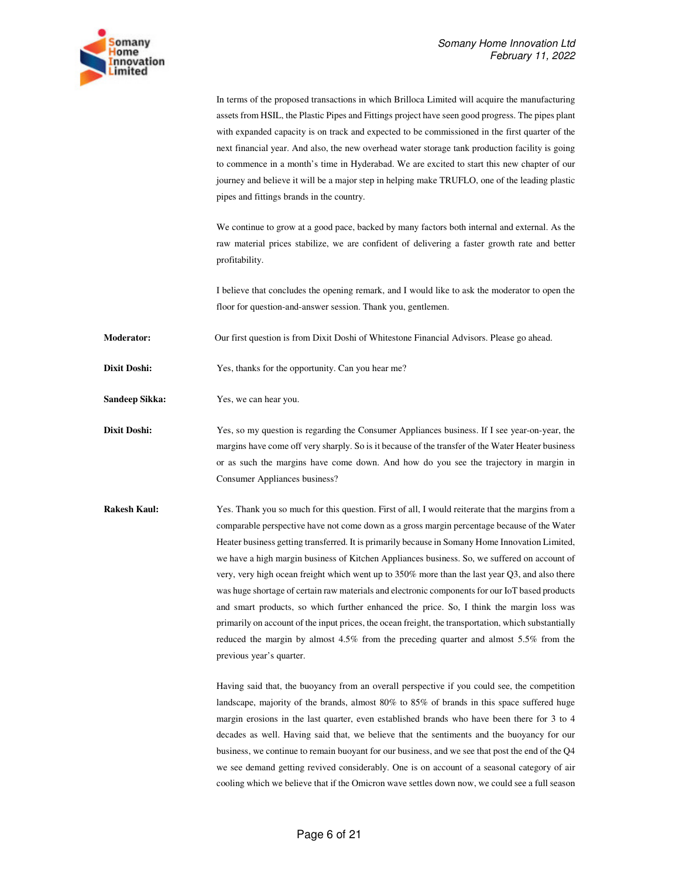In terms of the proposed transactions in which Brilloca Limited will acquire the manufacturing assets from HSIL, the Plastic Pipes and Fittings project have seen good progress. The pipes plant with expanded capacity is on track and expected to be commissioned in the first quarter of the next financial year. And also, the new overhead water storage tank production facility is going to commence in a month's time in Hyderabad. We are excited to start this new chapter of our journey and believe it will be a major step in helping make TRUFLO, one of the leading plastic pipes and fittings brands in the country.

We continue to grow at a good pace, backed by many factors both internal and external. As the raw material prices stabilize, we are confident of delivering a faster growth rate and better profitability.

I believe that concludes the opening remark, and I would like to ask the moderator to open the floor for question-and-answer session. Thank you, gentlemen.

**Moderator:** Our first question is from Dixit Doshi of Whitestone Financial Advisors. Please go ahead.

**Dixit Doshi:** Yes, thanks for the opportunity. Can you hear me?

**Sandeep Sikka:** Yes, we can hear you.

**Dixit Doshi:** Yes, so my question is regarding the Consumer Appliances business. If I see year-on-year, the margins have come off very sharply. So is it because of the transfer of the Water Heater business or as such the margins have come down. And how do you see the trajectory in margin in Consumer Appliances business?

**Rakesh Kaul:** Yes. Thank you so much for this question. First of all, I would reiterate that the margins from a comparable perspective have not come down as a gross margin percentage because of the Water Heater business getting transferred. It is primarily because in Somany Home Innovation Limited, we have a high margin business of Kitchen Appliances business. So, we suffered on account of very, very high ocean freight which went up to 350% more than the last year Q3, and also there was huge shortage of certain raw materials and electronic components for our IoT based products and smart products, so which further enhanced the price. So, I think the margin loss was primarily on account of the input prices, the ocean freight, the transportation, which substantially reduced the margin by almost 4.5% from the preceding quarter and almost 5.5% from the previous year's quarter.

Having said that, the buoyancy from an overall perspective if you could see, the competition landscape, majority of the brands, almost 80% to 85% of brands in this space suffered huge margin erosions in the last quarter, even established brands who have been there for 3 to 4 decades as well. Having said that, we believe that the sentiments and the buoyancy for our business, we continue to remain buoyant for our business, and we see that post the end of the Q4 we see demand getting revived considerably. One is on account of a seasonal category of air cooling which we believe that if the Omicron wave settles down now, we could see a full season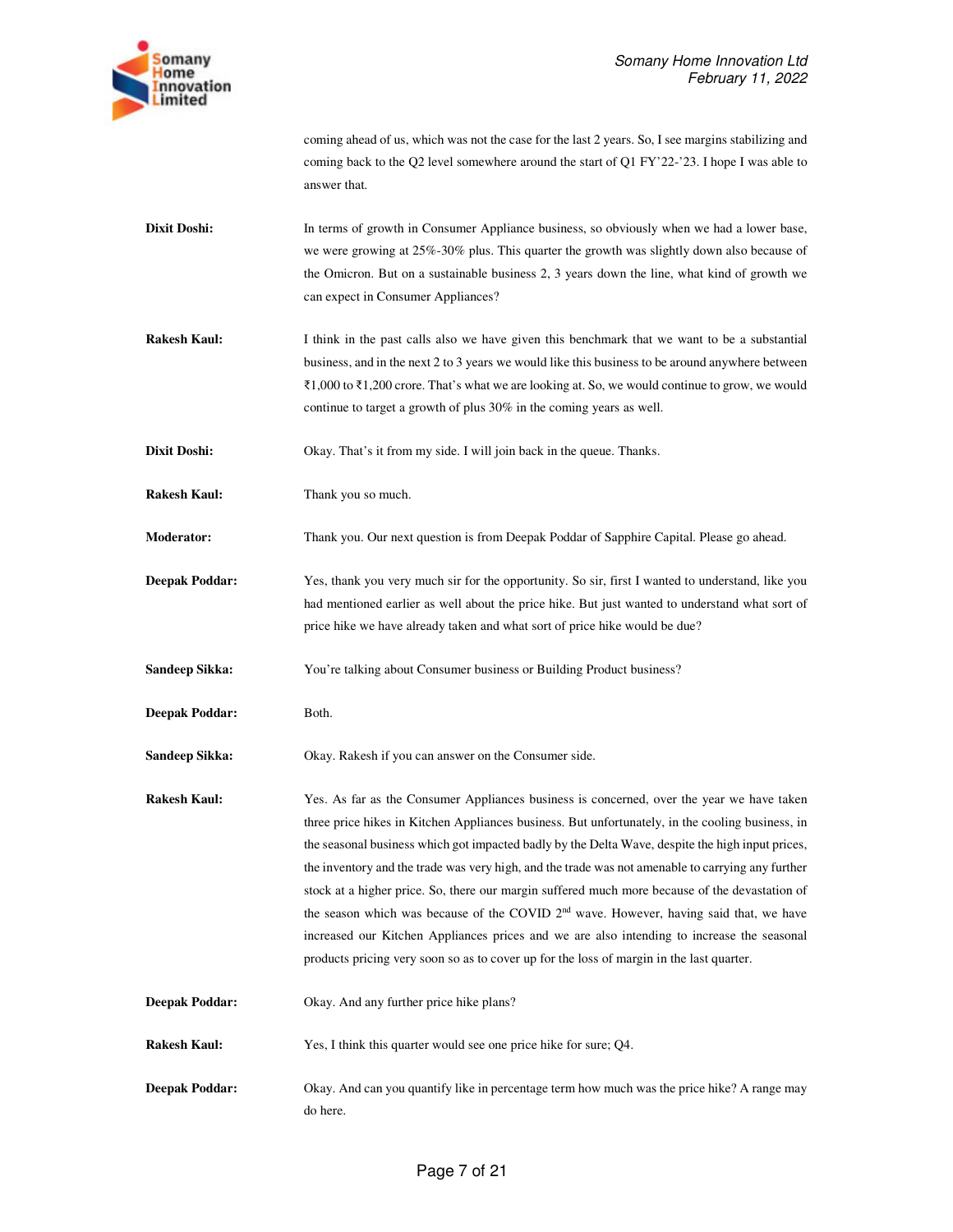coming ahead of us, which was not the case for the last 2 years. So, I see margins stabilizing and coming back to the Q2 level somewhere around the start of Q1 FY'22-'23. I hope I was able to answer that.

**Dixit Doshi:** In terms of growth in Consumer Appliance business, so obviously when we had a lower base, we were growing at 25%-30% plus. This quarter the growth was slightly down also because of the Omicron. But on a sustainable business 2, 3 years down the line, what kind of growth we can expect in Consumer Appliances?

**Rakesh Kaul:** I think in the past calls also we have given this benchmark that we want to be a substantial business, and in the next 2 to 3 years we would like this business to be around anywhere between ₹1,000 to ₹1,200 crore. That's what we are looking at. So, we would continue to grow, we would continue to target a growth of plus 30% in the coming years as well.

**Dixit Doshi:** Okay. That's it from my side. I will join back in the queue. Thanks.

**Rakesh Kaul:** Thank you so much.

**Moderator:** Thank you. Our next question is from Deepak Poddar of Sapphire Capital. Please go ahead.

**Deepak Poddar:** Yes, thank you very much sir for the opportunity. So sir, first I wanted to understand, like you had mentioned earlier as well about the price hike. But just wanted to understand what sort of price hike we have already taken and what sort of price hike would be due?

**Sandeep Sikka:** You're talking about Consumer business or Building Product business?

**Deepak Poddar:** Both.

**Sandeep Sikka:** Okay. Rakesh if you can answer on the Consumer side.

**Rakesh Kaul:** Yes. As far as the Consumer Appliances business is concerned, over the year we have taken three price hikes in Kitchen Appliances business. But unfortunately, in the cooling business, in the seasonal business which got impacted badly by the Delta Wave, despite the high input prices, the inventory and the trade was very high, and the trade was not amenable to carrying any further stock at a higher price. So, there our margin suffered much more because of the devastation of the season which was because of the COVID 2nd wave. However, having said that, we have increased our Kitchen Appliances prices and we are also intending to increase the seasonal products pricing very soon so as to cover up for the loss of margin in the last quarter.

**Deepak Poddar:** Okay. And any further price hike plans?

**Rakesh Kaul:** Yes, I think this quarter would see one price hike for sure; Q4.

**Deepak Poddar:** Okay. And can you quantify like in percentage term how much was the price hike? A range may do here.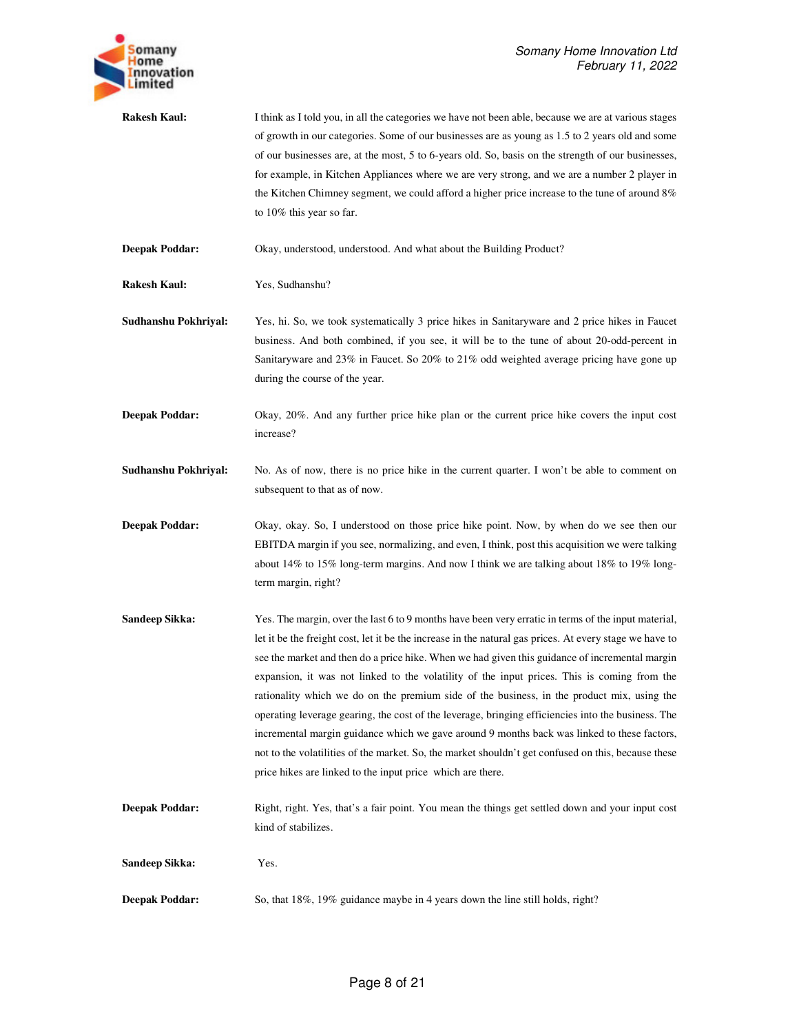**Rakesh Kaul:** I think as I told you, in all the categories we have not been able, because we are at various stages of growth in our categories. Some of our businesses are as young as 1.5 to 2 years old and some of our businesses are, at the most, 5 to 6-years old. So, basis on the strength of our businesses, for example, in Kitchen Appliances where we are very strong, and we are a number 2 player in the Kitchen Chimney segment, we could afford a higher price increase to the tune of around 8% to 10% this year so far.

**Deepak Poddar:** Okay, understood, understood. And what about the Building Product?

**Rakesh Kaul:** Yes, Sudhanshu?

**Sudhanshu Pokhriyal:** Yes, hi. So, we took systematically 3 price hikes in Sanitaryware and 2 price hikes in Faucet business. And both combined, if you see, it will be to the tune of about 20-odd-percent in Sanitaryware and 23% in Faucet. So 20% to 21% odd weighted average pricing have gone up during the course of the year.

**Deepak Poddar:** Okay, 20%. And any further price hike plan or the current price hike covers the input cost increase?

**Sudhanshu Pokhriyal:** No. As of now, there is no price hike in the current quarter. I won't be able to comment on subsequent to that as of now.

**Deepak Poddar:** Okay, okay. So, I understood on those price hike point. Now, by when do we see then our EBITDA margin if you see, normalizing, and even, I think, post this acquisition we were talking about 14% to 15% long-term margins. And now I think we are talking about 18% to 19% long-term margin, right?

**Sandeep Sikka:** Yes. The margin, over the last 6 to 9 months have been very erratic in terms of the input material, let it be the freight cost, let it be the increase in the natural gas prices. At every stage we have to see the market and then do a price hike. When we had given this guidance of incremental margin expansion, it was not linked to the volatility of the input prices. This is coming from the rationality which we do on the premium side of the business, in the product mix, using the operating leverage gearing, the cost of the leverage, bringing efficiencies into the business. The incremental margin guidance which we gave around 9 months back was linked to these factors, not to the volatilities of the market. So, the market shouldn't get confused on this, because these price hikes are linked to the input price which are there.

**Deepak Poddar:** Right, right. Yes, that's a fair point. You mean the things get settled down and your input cost kind of stabilizes.

**Sandeep Sikka:** Yes.

**Deepak Poddar:** So, that 18%, 19% guidance maybe in 4 years down the line still holds, right?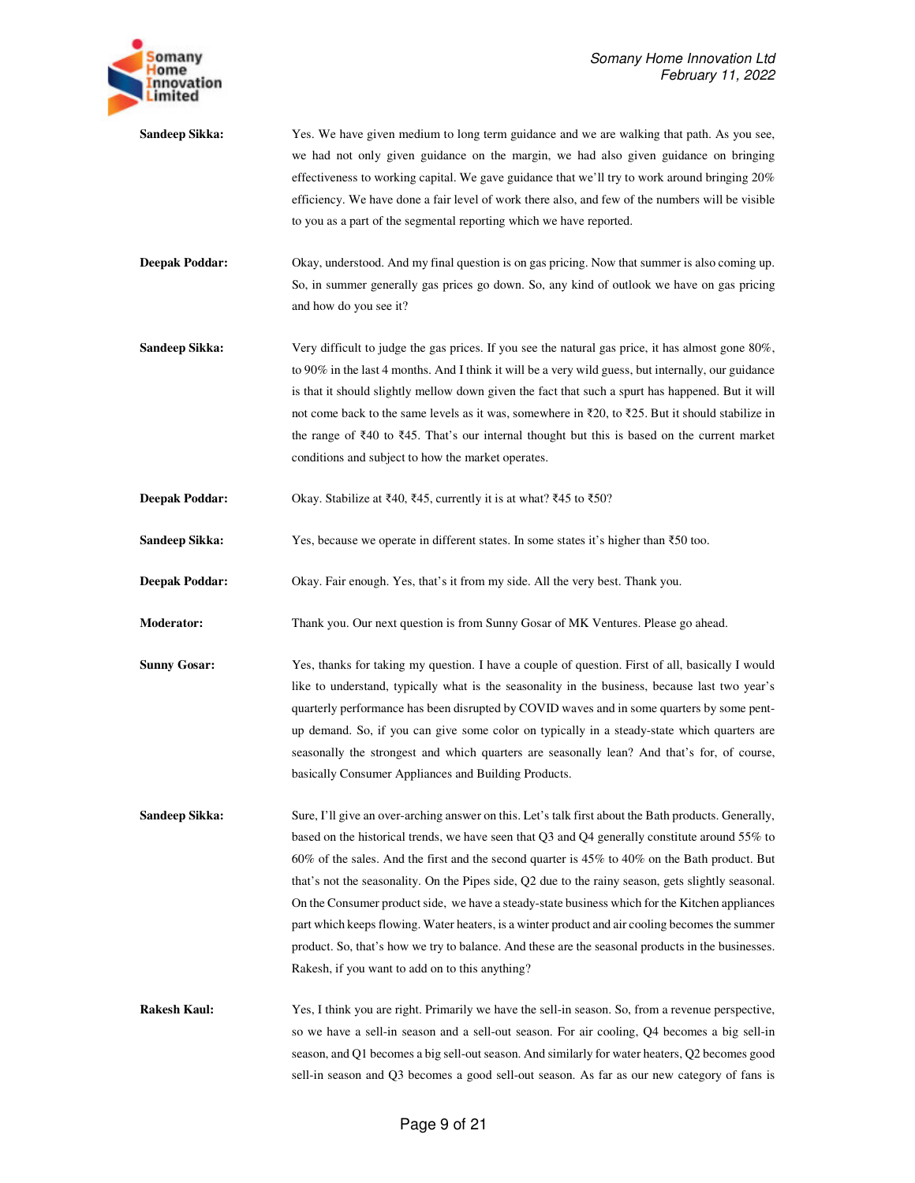**Sandeep Sikka:** Yes. We have given medium to long term guidance and we are walking that path. As you see, we had not only given guidance on the margin, we had also given guidance on bringing effectiveness to working capital. We gave guidance that we'll try to work around bringing 20% efficiency. We have done a fair level of work there also, and few of the numbers will be visible to you as a part of the segmental reporting which we have reported.

**Deepak Poddar:** Okay, understood. And my final question is on gas pricing. Now that summer is also coming up. So, in summer generally gas prices go down. So, any kind of outlook we have on gas pricing and how do you see it?

**Sandeep Sikka:** Very difficult to judge the gas prices. If you see the natural gas price, it has almost gone 80%, to 90% in the last 4 months. And I think it will be a very wild guess, but internally, our guidance is that it should slightly mellow down given the fact that such a spurt has happened. But it will not come back to the same levels as it was, somewhere in ₹20, to ₹25. But it should stabilize in the range of ₹40 to ₹45. That's our internal thought but this is based on the current market conditions and subject to how the market operates.

**Deepak Poddar:** Okay. Stabilize at ₹40, ₹45, currently it is at what? ₹45 to ₹50?

**Sandeep Sikka:** Yes, because we operate in different states. In some states it's higher than ₹50 too.

**Deepak Poddar:** Okay. Fair enough. Yes, that's it from my side. All the very best. Thank you.

**Moderator:** Thank you. Our next question is from Sunny Gosar of MK Ventures. Please go ahead.

**Sunny Gosar:** Yes, thanks for taking my question. I have a couple of question. First of all, basically I would like to understand, typically what is the seasonality in the business, because last two year's quarterly performance has been disrupted by COVID waves and in some quarters by some pent-up demand. So, if you can give some color on typically in a steady-state which quarters are seasonally the strongest and which quarters are seasonally lean? And that's for, of course, basically Consumer Appliances and Building Products.

**Sandeep Sikka:** Sure, I'll give an over-arching answer on this. Let's talk first about the Bath products. Generally, based on the historical trends, we have seen that Q3 and Q4 generally constitute around 55% to 60% of the sales. And the first and the second quarter is 45% to 40% on the Bath product. But that's not the seasonality. On the Pipes side, Q2 due to the rainy season, gets slightly seasonal. On the Consumer product side, we have a steady-state business which for the Kitchen appliances part which keeps flowing. Water heaters, is a winter product and air cooling becomes the summer product. So, that's how we try to balance. And these are the seasonal products in the businesses. Rakesh, if you want to add on to this anything?

**Rakesh Kaul:** Yes, I think you are right. Primarily we have the sell-in season. So, from a revenue perspective, so we have a sell-in season and a sell-out season. For air cooling, Q4 becomes a big sell-in season, and Q1 becomes a big sell-out season. And similarly for water heaters, Q2 becomes good sell-in season and Q3 becomes a good sell-out season. As far as our new category of fans is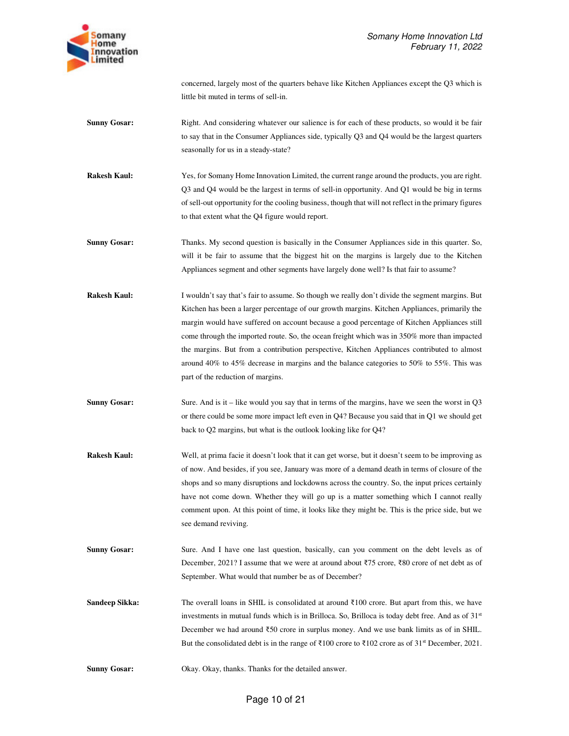concerned, largely most of the quarters behave like Kitchen Appliances except the Q3 which is little bit muted in terms of sell-in.

**Sunny Gosar:** Right. And considering whatever our salience is for each of these products, so would it be fair to say that in the Consumer Appliances side, typically Q3 and Q4 would be the largest quarters seasonally for us in a steady-state?

**Rakesh Kaul:** Yes, for Somany Home Innovation Limited, the current range around the products, you are right. Q3 and Q4 would be the largest in terms of sell-in opportunity. And Q1 would be big in terms of sell-out opportunity for the cooling business, though that will not reflect in the primary figures to that extent what the Q4 figure would report.

**Sunny Gosar:** Thanks. My second question is basically in the Consumer Appliances side in this quarter. So, will it be fair to assume that the biggest hit on the margins is largely due to the Kitchen Appliances segment and other segments have largely done well? Is that fair to assume?

**Rakesh Kaul:** I wouldn't say that's fair to assume. So though we really don't divide the segment margins. But Kitchen has been a larger percentage of our growth margins. Kitchen Appliances, primarily the margin would have suffered on account because a good percentage of Kitchen Appliances still come through the imported route. So, the ocean freight which was in 350% more than impacted the margins. But from a contribution perspective, Kitchen Appliances contributed to almost around 40% to 45% decrease in margins and the balance categories to 50% to 55%. This was part of the reduction of margins.

**Sunny Gosar:** Sure. And is it – like would you say that in terms of the margins, have we seen the worst in Q3 or there could be some more impact left even in Q4? Because you said that in Q1 we should get back to Q2 margins, but what is the outlook looking like for Q4?

**Rakesh Kaul:** Well, at prima facie it doesn't look that it can get worse, but it doesn't seem to be improving as of now. And besides, if you see, January was more of a demand death in terms of closure of the shops and so many disruptions and lockdowns across the country. So, the input prices certainly have not come down. Whether they will go up is a matter something which I cannot really comment upon. At this point of time, it looks like they might be. This is the price side, but we see demand reviving.

**Sunny Gosar:** Sure. And I have one last question, basically, can you comment on the debt levels as of December, 2021? I assume that we were at around about ₹75 crore, ₹80 crore of net debt as of September. What would that number be as of December?

**Sandeep Sikka:** The overall loans in SHIL is consolidated at around ₹100 crore. But apart from this, we have investments in mutual funds which is in Brilloca. So, Brilloca is today debt free. And as of 31st December we had around ₹50 crore in surplus money. And we use bank limits as of in SHIL. But the consolidated debt is in the range of ₹100 crore to ₹102 crore as of 31st December, 2021.

**Sunny Gosar:** Okay. Okay, thanks. Thanks for the detailed answer.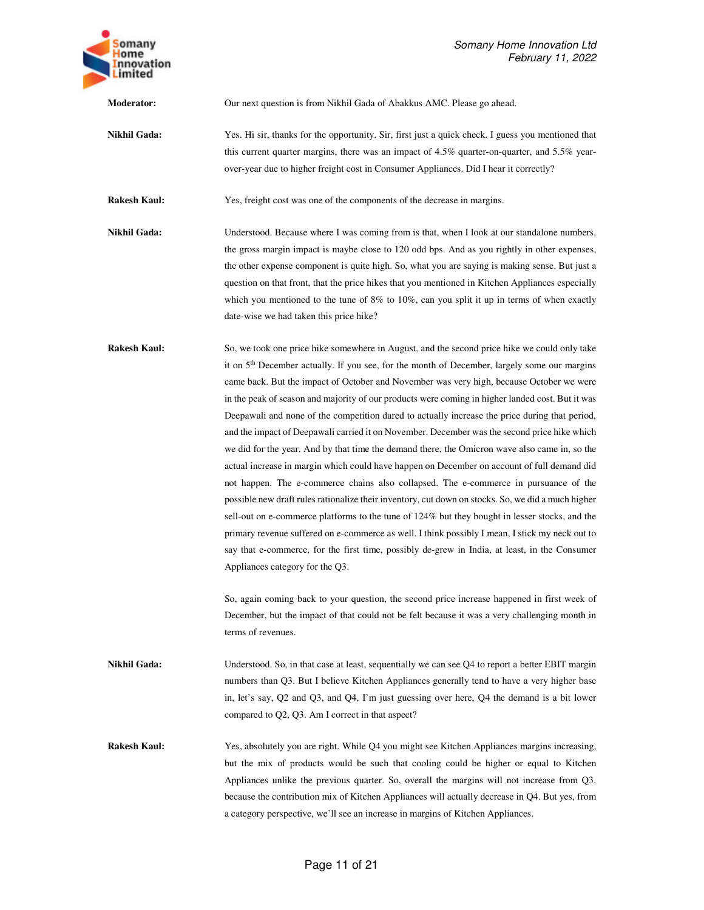**Moderator:** Our next question is from Nikhil Gada of Abakkus AMC. Please go ahead.

**Nikhil Gada:** Yes. Hi sir, thanks for the opportunity. Sir, first just a quick check. I guess you mentioned that this current quarter margins, there was an impact of 4.5% quarter-on-quarter, and 5.5% year-over-year due to higher freight cost in Consumer Appliances. Did I hear it correctly?

**Rakesh Kaul:** Yes, freight cost was one of the components of the decrease in margins.

**Nikhil Gada:** Understood. Because where I was coming from is that, when I look at our standalone numbers, the gross margin impact is maybe close to 120 odd bps. And as you rightly in other expenses, the other expense component is quite high. So, what you are saying is making sense. But just a question on that front, that the price hikes that you mentioned in Kitchen Appliances especially which you mentioned to the tune of 8% to 10%, can you split it up in terms of when exactly date-wise we had taken this price hike?

**Rakesh Kaul:** So, we took one price hike somewhere in August, and the second price hike we could only take it on 5th December actually. If you see, for the month of December, largely some our margins came back. But the impact of October and November was very high, because October we were in the peak of season and majority of our products were coming in higher landed cost. But it was Deepawali and none of the competition dared to actually increase the price during that period, and the impact of Deepawali carried it on November. December was the second price hike which we did for the year. And by that time the demand there, the Omicron wave also came in, so the actual increase in margin which could have happen on December on account of full demand did not happen. The e-commerce chains also collapsed. The e-commerce in pursuance of the possible new draft rules rationalize their inventory, cut down on stocks. So, we did a much higher sell-out on e-commerce platforms to the tune of 124% but they bought in lesser stocks, and the primary revenue suffered on e-commerce as well. I think possibly I mean, I stick my neck out to say that e-commerce, for the first time, possibly de-grew in India, at least, in the Consumer Appliances category for the Q3.

So, again coming back to your question, the second price increase happened in first week of December, but the impact of that could not be felt because it was a very challenging month in terms of revenues.

**Nikhil Gada:** Understood. So, in that case at least, sequentially we can see Q4 to report a better EBIT margin numbers than Q3. But I believe Kitchen Appliances generally tend to have a very higher base in, let's say, Q2 and Q3, and Q4, I'm just guessing over here, Q4 the demand is a bit lower compared to Q2, Q3. Am I correct in that aspect?

**Rakesh Kaul:** Yes, absolutely you are right. While Q4 you might see Kitchen Appliances margins increasing, but the mix of products would be such that cooling could be higher or equal to Kitchen Appliances unlike the previous quarter. So, overall the margins will not increase from Q3, because the contribution mix of Kitchen Appliances will actually decrease in Q4. But yes, from a category perspective, we'll see an increase in margins of Kitchen Appliances.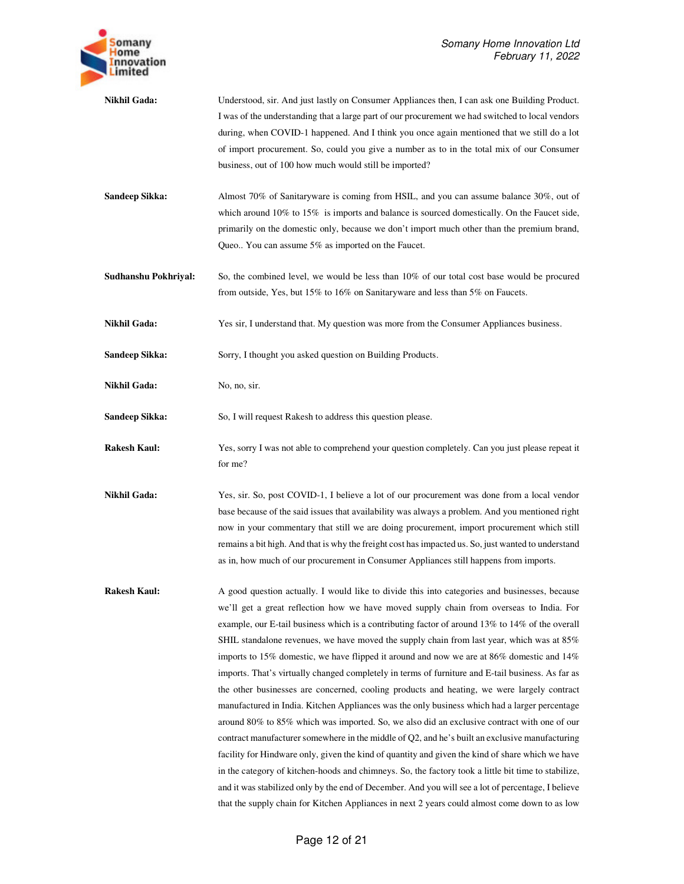**Nikhil Gada:** Understood, sir. And just lastly on Consumer Appliances then, I can ask one Building Product. I was of the understanding that a large part of our procurement we had switched to local vendors during, when COVID-1 happened. And I think you once again mentioned that we still do a lot of import procurement. So, could you give a number as to in the total mix of our Consumer business, out of 100 how much would still be imported?

**Sandeep Sikka:** Almost 70% of Sanitaryware is coming from HSIL, and you can assume balance 30%, out of which around 10% to 15% is imports and balance is sourced domestically. On the Faucet side, primarily on the domestic only, because we don't import much other than the premium brand, Queo.. You can assume 5% as imported on the Faucet.

**Sudhanshu Pokhriyal:** So, the combined level, we would be less than 10% of our total cost base would be procured from outside, Yes, but 15% to 16% on Sanitaryware and less than 5% on Faucets.

**Nikhil Gada:** Yes sir, I understand that. My question was more from the Consumer Appliances business.

**Sandeep Sikka:** Sorry, I thought you asked question on Building Products.

**Nikhil Gada:** No, no, sir.

**Sandeep Sikka:** So, I will request Rakesh to address this question please.

**Rakesh Kaul:** Yes, sorry I was not able to comprehend your question completely. Can you just please repeat it for me?

**Nikhil Gada:** Yes, sir. So, post COVID-1, I believe a lot of our procurement was done from a local vendor base because of the said issues that availability was always a problem. And you mentioned right now in your commentary that still we are doing procurement, import procurement which still remains a bit high. And that is why the freight cost has impacted us. So, just wanted to understand as in, how much of our procurement in Consumer Appliances still happens from imports.

**Rakesh Kaul:** A good question actually. I would like to divide this into categories and businesses, because we'll get a great reflection how we have moved supply chain from overseas to India. For example, our E-tail business which is a contributing factor of around 13% to 14% of the overall SHIL standalone revenues, we have moved the supply chain from last year, which was at 85% imports to 15% domestic, we have flipped it around and now we are at 86% domestic and 14% imports. That's virtually changed completely in terms of furniture and E-tail business. As far as the other businesses are concerned, cooling products and heating, we were largely contract manufactured in India. Kitchen Appliances was the only business which had a larger percentage around 80% to 85% which was imported. So, we also did an exclusive contract with one of our contract manufacturer somewhere in the middle of Q2, and he's built an exclusive manufacturing facility for Hindware only, given the kind of quantity and given the kind of share which we have in the category of kitchen-hoods and chimneys. So, the factory took a little bit time to stabilize, and it was stabilized only by the end of December. And you will see a lot of percentage, I believe that the supply chain for Kitchen Appliances in next 2 years could almost come down to as low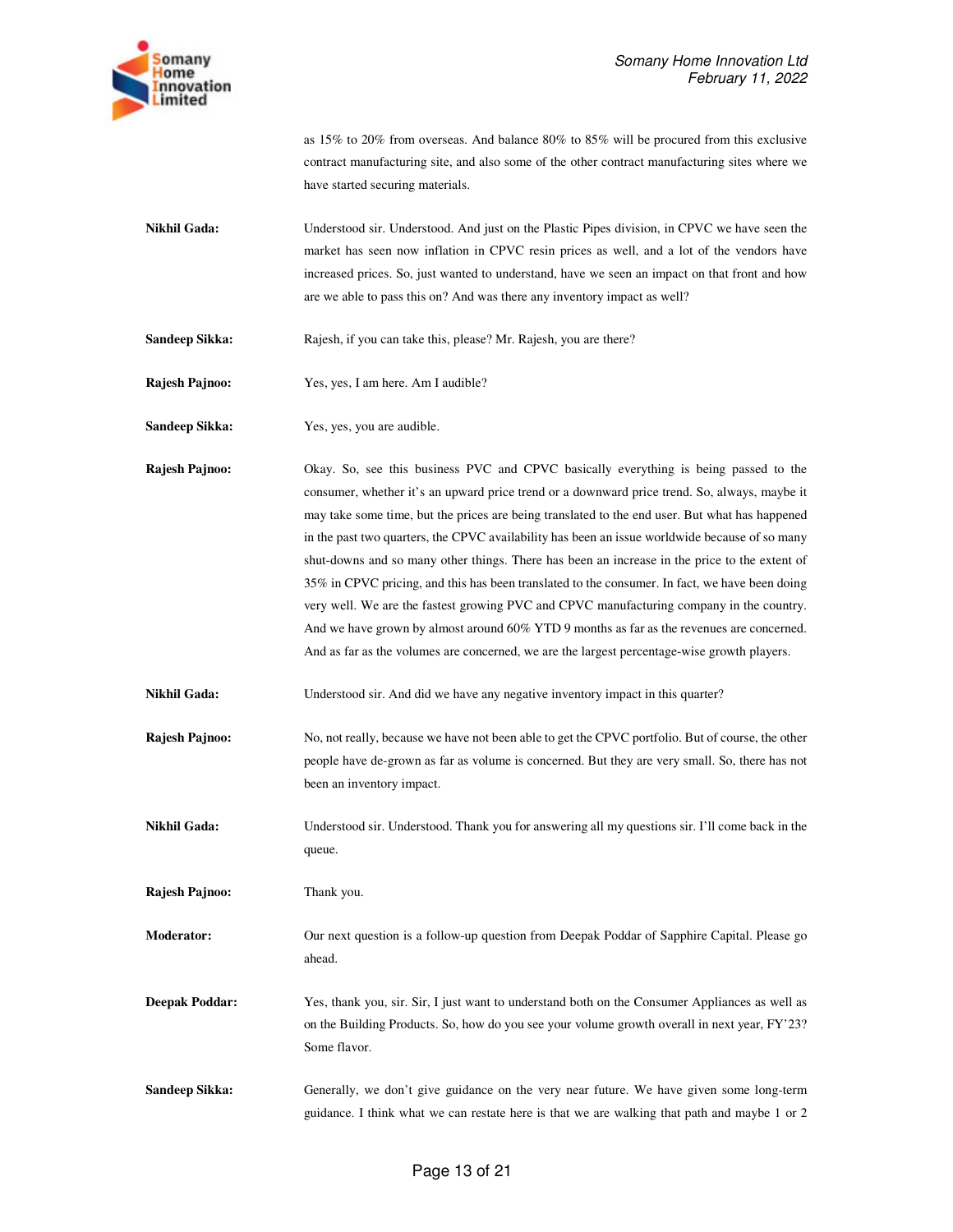as 15% to 20% from overseas. And balance 80% to 85% will be procured from this exclusive contract manufacturing site, and also some of the other contract manufacturing sites where we have started securing materials.

**Nikhil Gada:** Understood sir. Understood. And just on the Plastic Pipes division, in CPVC we have seen the market has seen now inflation in CPVC resin prices as well, and a lot of the vendors have increased prices. So, just wanted to understand, have we seen an impact on that front and how are we able to pass this on? And was there any inventory impact as well?

**Sandeep Sikka:** Rajesh, if you can take this, please? Mr. Rajesh, you are there?

**Rajesh Pajnoo:** Yes, yes, I am here. Am I audible?

**Sandeep Sikka:** Yes, yes, you are audible.

**Rajesh Pajnoo:** Okay. So, see this business PVC and CPVC basically everything is being passed to the consumer, whether it's an upward price trend or a downward price trend. So, always, maybe it may take some time, but the prices are being translated to the end user. But what has happened in the past two quarters, the CPVC availability has been an issue worldwide because of so many shut-downs and so many other things. There has been an increase in the price to the extent of 35% in CPVC pricing, and this has been translated to the consumer. In fact, we have been doing very well. We are the fastest growing PVC and CPVC manufacturing company in the country. And we have grown by almost around 60% YTD 9 months as far as the revenues are concerned. And as far as the volumes are concerned, we are the largest percentage-wise growth players.

**Nikhil Gada:** Understood sir. And did we have any negative inventory impact in this quarter?

**Rajesh Pajnoo:** No, not really, because we have not been able to get the CPVC portfolio. But of course, the other people have de-grown as far as volume is concerned. But they are very small. So, there has not been an inventory impact.

**Nikhil Gada:** Understood sir. Understood. Thank you for answering all my questions sir. I'll come back in the queue.

**Rajesh Pajnoo:** Thank you.

**Moderator:** Our next question is a follow-up question from Deepak Poddar of Sapphire Capital. Please go ahead.

**Deepak Poddar:** Yes, thank you, sir. Sir, I just want to understand both on the Consumer Appliances as well as on the Building Products. So, how do you see your volume growth overall in next year, FY'23? Some flavor.

**Sandeep Sikka:** Generally, we don't give guidance on the very near future. We have given some long-term guidance. I think what we can restate here is that we are walking that path and maybe 1 or 2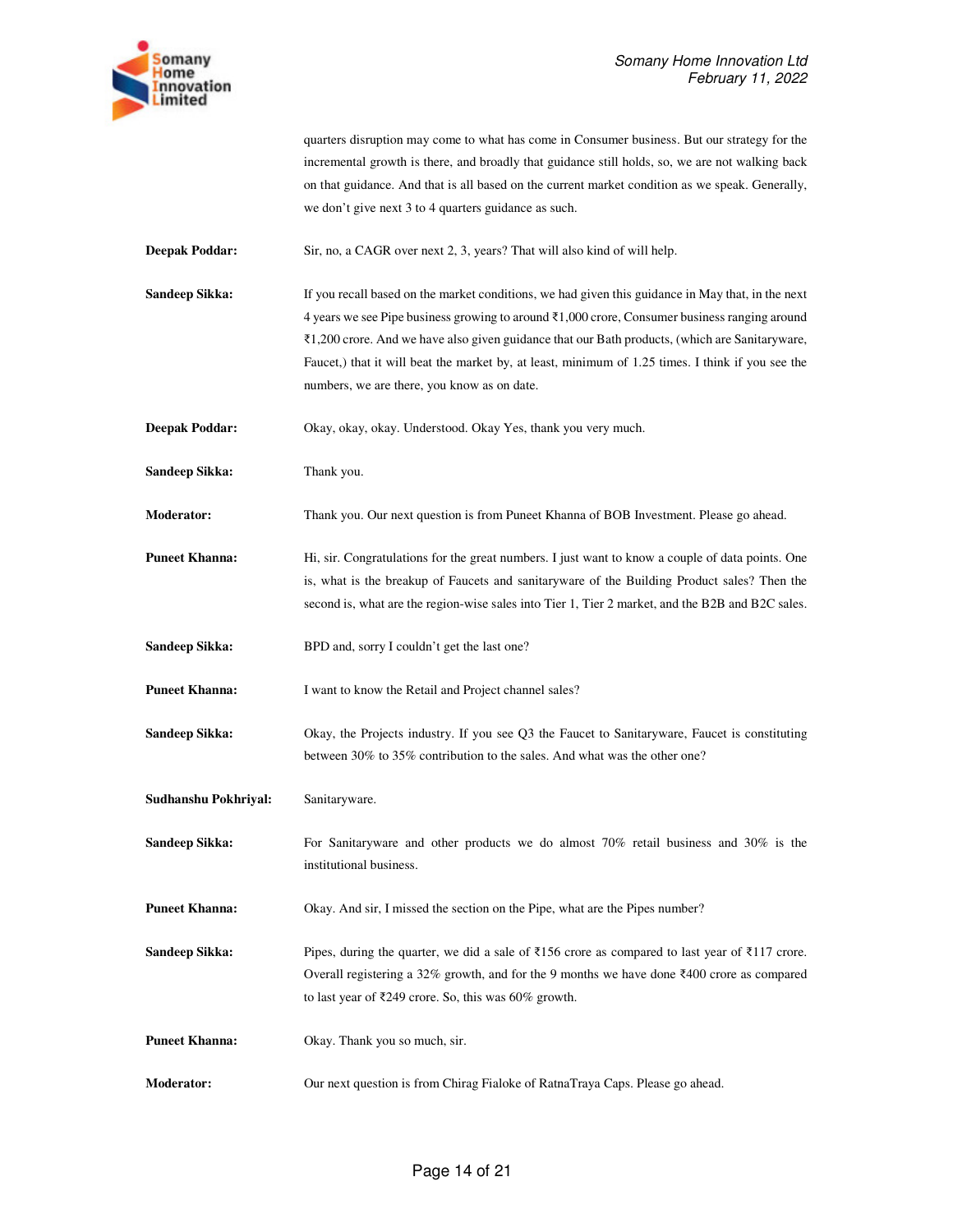quarters disruption may come to what has come in Consumer business. But our strategy for the incremental growth is there, and broadly that guidance still holds, so, we are not walking back on that guidance. And that is all based on the current market condition as we speak. Generally, we don't give next 3 to 4 quarters guidance as such.

**Deepak Poddar:** Sir, no, a CAGR over next 2, 3, years? That will also kind of will help.

**Sandeep Sikka:** If you recall based on the market conditions, we had given this guidance in May that, in the next 4 years we see Pipe business growing to around ₹1,000 crore, Consumer business ranging around ₹1,200 crore. And we have also given guidance that our Bath products, (which are Sanitaryware, Faucet,) that it will beat the market by, at least, minimum of 1.25 times. I think if you see the numbers, we are there, you know as on date.

**Deepak Poddar:** Okay, okay, okay. Understood. Okay Yes, thank you very much.

**Sandeep Sikka:** Thank you.

**Moderator:** Thank you. Our next question is from Puneet Khanna of BOB Investment. Please go ahead.

**Puneet Khanna:** Hi, sir. Congratulations for the great numbers. I just want to know a couple of data points. One is, what is the breakup of Faucets and sanitaryware of the Building Product sales? Then the second is, what are the region-wise sales into Tier 1, Tier 2 market, and the B2B and B2C sales.

**Sandeep Sikka:** BPD and, sorry I couldn't get the last one?

**Puneet Khanna:** I want to know the Retail and Project channel sales?

**Sandeep Sikka:** Okay, the Projects industry. If you see Q3 the Faucet to Sanitaryware, Faucet is constituting between 30% to 35% contribution to the sales. And what was the other one?

**Sudhanshu Pokhriyal:** Sanitaryware.

**Sandeep Sikka:** For Sanitaryware and other products we do almost 70% retail business and 30% is the institutional business.

**Puneet Khanna:** Okay. And sir, I missed the section on the Pipe, what are the Pipes number?

**Sandeep Sikka:** Pipes, during the quarter, we did a sale of ₹156 crore as compared to last year of ₹117 crore. Overall registering a 32% growth, and for the 9 months we have done ₹400 crore as compared to last year of ₹249 crore. So, this was 60% growth.

**Puneet Khanna:** Okay. Thank you so much, sir.

**Moderator:** Our next question is from Chirag Fialoke of RatnaTraya Caps. Please go ahead.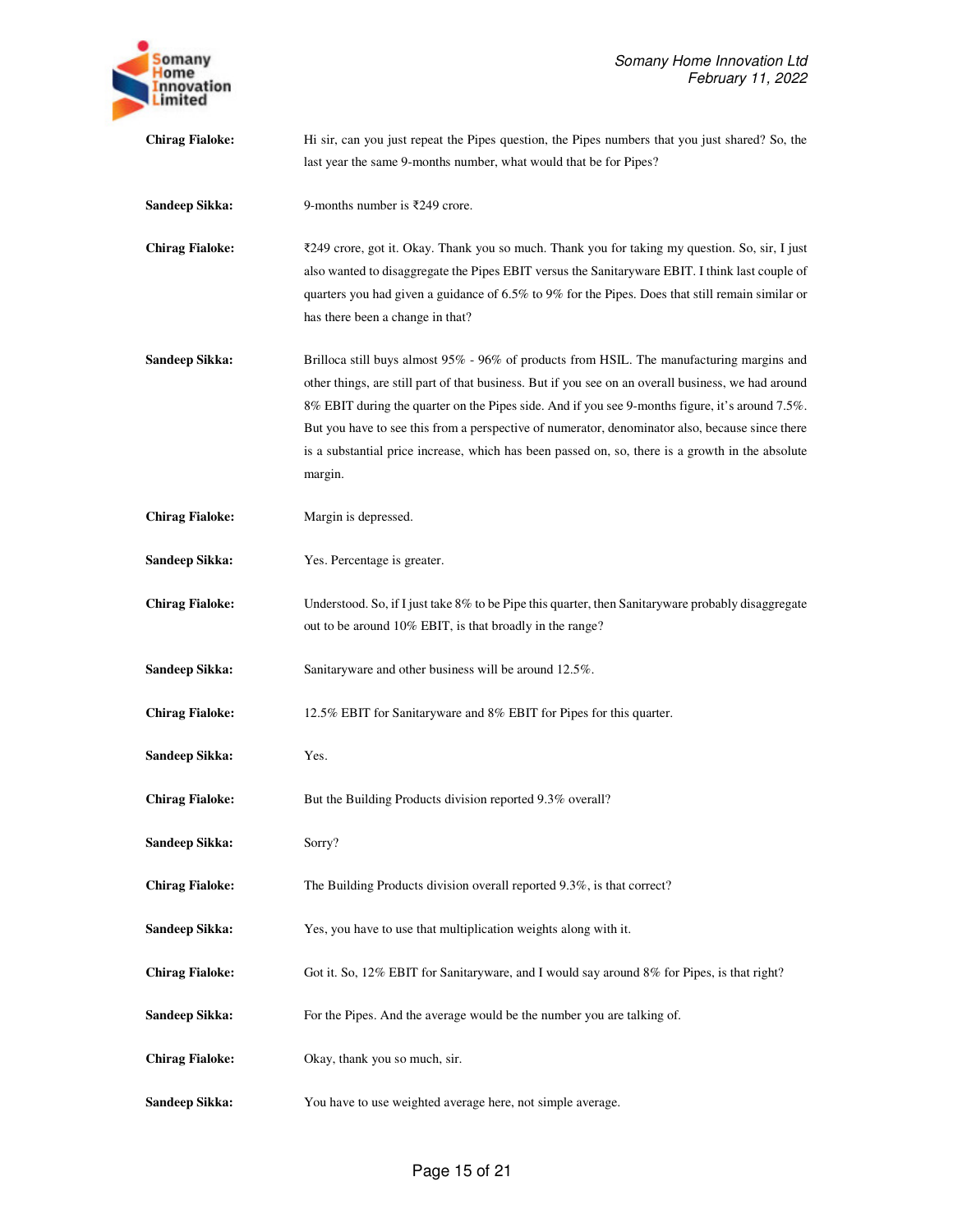**Chirag Fialoke:** Hi sir, can you just repeat the Pipes question, the Pipes numbers that you just shared? So, the last year the same 9-months number, what would that be for Pipes?

**Sandeep Sikka:** 9-months number is ₹249 crore.

**Chirag Fialoke:** ₹249 crore, got it. Okay. Thank you so much. Thank you for taking my question. So, sir, I just also wanted to disaggregate the Pipes EBIT versus the Sanitaryware EBIT. I think last couple of quarters you had given a guidance of 6.5% to 9% for the Pipes. Does that still remain similar or has there been a change in that?

**Sandeep Sikka:** Brilloca still buys almost 95% - 96% of products from HSIL. The manufacturing margins and other things, are still part of that business. But if you see on an overall business, we had around 8% EBIT during the quarter on the Pipes side. And if you see 9-months figure, it's around 7.5%. But you have to see this from a perspective of numerator, denominator also, because since there is a substantial price increase, which has been passed on, so, there is a growth in the absolute margin.

**Chirag Fialoke:** Margin is depressed.

**Sandeep Sikka:** Yes. Percentage is greater.

**Chirag Fialoke:** Understood. So, if I just take 8% to be Pipe this quarter, then Sanitaryware probably disaggregate out to be around 10% EBIT, is that broadly in the range?

**Sandeep Sikka:** Sanitaryware and other business will be around 12.5%.

**Chirag Fialoke:** 12.5% EBIT for Sanitaryware and 8% EBIT for Pipes for this quarter.

**Sandeep Sikka:** Yes.

**Chirag Fialoke:** But the Building Products division reported 9.3% overall?

**Sandeep Sikka:** Sorry?

**Chirag Fialoke:** The Building Products division overall reported 9.3%, is that correct?

**Sandeep Sikka:** Yes, you have to use that multiplication weights along with it.

**Chirag Fialoke:** Got it. So, 12% EBIT for Sanitaryware, and I would say around 8% for Pipes, is that right?

**Sandeep Sikka:** For the Pipes. And the average would be the number you are talking of.

**Chirag Fialoke:** Okay, thank you so much, sir.

**Sandeep Sikka:** You have to use weighted average here, not simple average.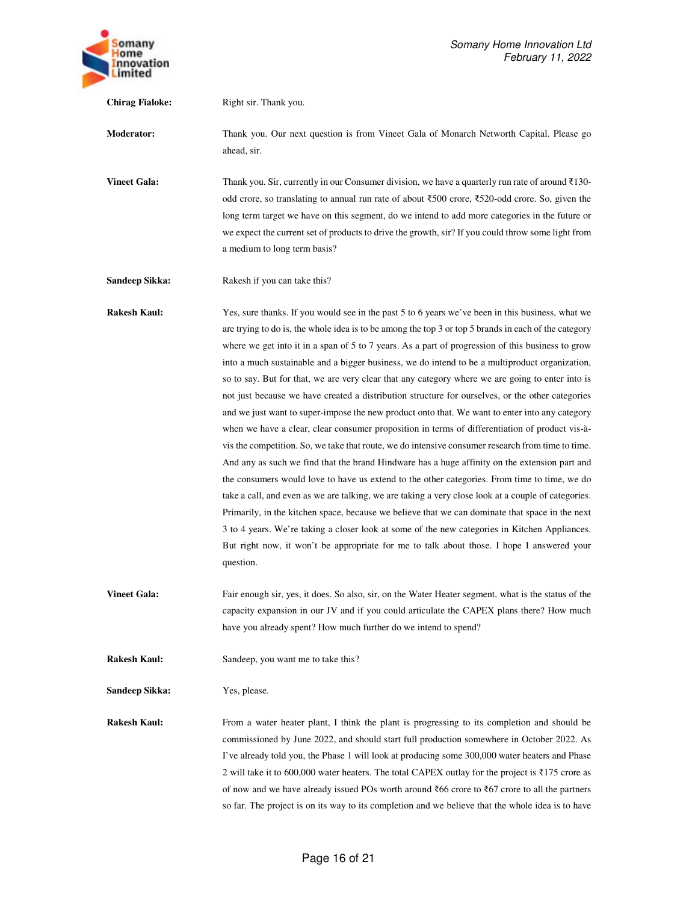**Chirag Fialoke:** Right sir. Thank you.

**Moderator:** Thank you. Our next question is from Vineet Gala of Monarch Networth Capital. Please go ahead, sir.

**Vineet Gala:** Thank you. Sir, currently in our Consumer division, we have a quarterly run rate of around ₹130-odd crore, so translating to annual run rate of about ₹500 crore, ₹520-odd crore. So, given the long term target we have on this segment, do we intend to add more categories in the future or we expect the current set of products to drive the growth, sir? If you could throw some light from a medium to long term basis?

**Sandeep Sikka:** Rakesh if you can take this?

**Rakesh Kaul:** Yes, sure thanks. If you would see in the past 5 to 6 years we've been in this business, what we are trying to do is, the whole idea is to be among the top 3 or top 5 brands in each of the category where we get into it in a span of 5 to 7 years. As a part of progression of this business to grow into a much sustainable and a bigger business, we do intend to be a multiproduct organization, so to say. But for that, we are very clear that any category where we are going to enter into is not just because we have created a distribution structure for ourselves, or the other categories and we just want to super-impose the new product onto that. We want to enter into any category when we have a clear, clear consumer proposition in terms of differentiation of product vis-à-vis the competition. So, we take that route, we do intensive consumer research from time to time. And any as such we find that the brand Hindware has a huge affinity on the extension part and the consumers would love to have us extend to the other categories. From time to time, we do take a call, and even as we are talking, we are taking a very close look at a couple of categories. Primarily, in the kitchen space, because we believe that we can dominate that space in the next 3 to 4 years. We're taking a closer look at some of the new categories in Kitchen Appliances. But right now, it won't be appropriate for me to talk about those. I hope I answered your question.

**Vineet Gala:** Fair enough sir, yes, it does. So also, sir, on the Water Heater segment, what is the status of the capacity expansion in our JV and if you could articulate the CAPEX plans there? How much have you already spent? How much further do we intend to spend?

**Rakesh Kaul:** Sandeep, you want me to take this?

**Sandeep Sikka:** Yes, please.

**Rakesh Kaul:** From a water heater plant, I think the plant is progressing to its completion and should be commissioned by June 2022, and should start full production somewhere in October 2022. As I've already told you, the Phase 1 will look at producing some 300,000 water heaters and Phase 2 will take it to 600,000 water heaters. The total CAPEX outlay for the project is ₹175 crore as of now and we have already issued POs worth around ₹66 crore to ₹67 crore to all the partners so far. The project is on its way to its completion and we believe that the whole idea is to have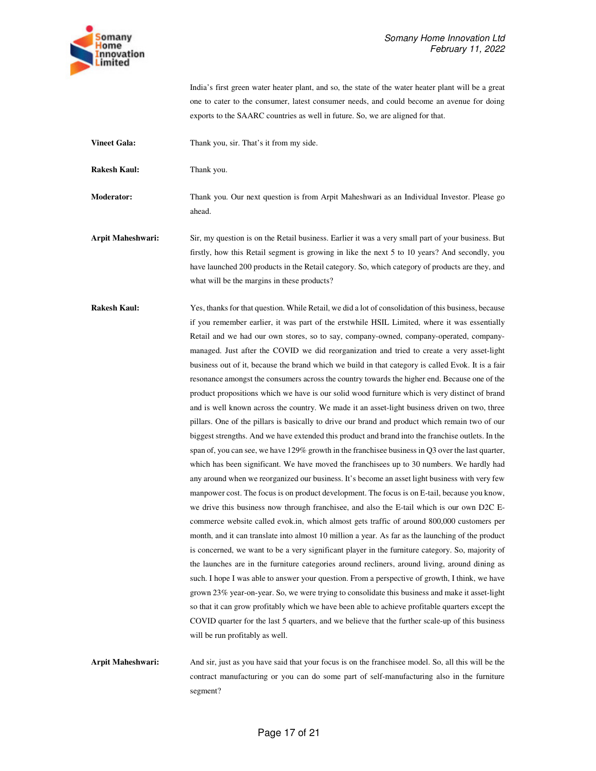India's first green water heater plant, and so, the state of the water heater plant will be a great one to cater to the consumer, latest consumer needs, and could become an avenue for doing exports to the SAARC countries as well in future. So, we are aligned for that.

**Vineet Gala:** Thank you, sir. That's it from my side.

**Rakesh Kaul:** Thank you.

**Moderator:** Thank you. Our next question is from Arpit Maheshwari as an Individual Investor. Please go ahead.

**Arpit Maheshwari:** Sir, my question is on the Retail business. Earlier it was a very small part of your business. But firstly, how this Retail segment is growing in like the next 5 to 10 years? And secondly, you have launched 200 products in the Retail category. So, which category of products are they, and what will be the margins in these products?

**Rakesh Kaul:** Yes, thanks for that question. While Retail, we did a lot of consolidation of this business, because if you remember earlier, it was part of the erstwhile HSIL Limited, where it was essentially Retail and we had our own stores, so to say, company-owned, company-operated, company-managed. Just after the COVID we did reorganization and tried to create a very asset-light business out of it, because the brand which we build in that category is called Evok. It is a fair resonance amongst the consumers across the country towards the higher end. Because one of the product propositions which we have is our solid wood furniture which is very distinct of brand and is well known across the country. We made it an asset-light business driven on two, three pillars. One of the pillars is basically to drive our brand and product which remain two of our biggest strengths. And we have extended this product and brand into the franchise outlets. In the span of, you can see, we have 129% growth in the franchisee business in Q3 over the last quarter, which has been significant. We have moved the franchisees up to 30 numbers. We hardly had any around when we reorganized our business. It's become an asset light business with very few manpower cost. The focus is on product development. The focus is on E-tail, because you know, we drive this business now through franchisee, and also the E-tail which is our own D2C E-commerce website called evok.in, which almost gets traffic of around 800,000 customers per month, and it can translate into almost 10 million a year. As far as the launching of the product is concerned, we want to be a very significant player in the furniture category. So, majority of the launches are in the furniture categories around recliners, around living, around dining as such. I hope I was able to answer your question. From a perspective of growth, I think, we have grown 23% year-on-year. So, we were trying to consolidate this business and make it asset-light so that it can grow profitably which we have been able to achieve profitable quarters except the COVID quarter for the last 5 quarters, and we believe that the further scale-up of this business will be run profitably as well.

**Arpit Maheshwari:** And sir, just as you have said that your focus is on the franchisee model. So, all this will be the contract manufacturing or you can do some part of self-manufacturing also in the furniture segment?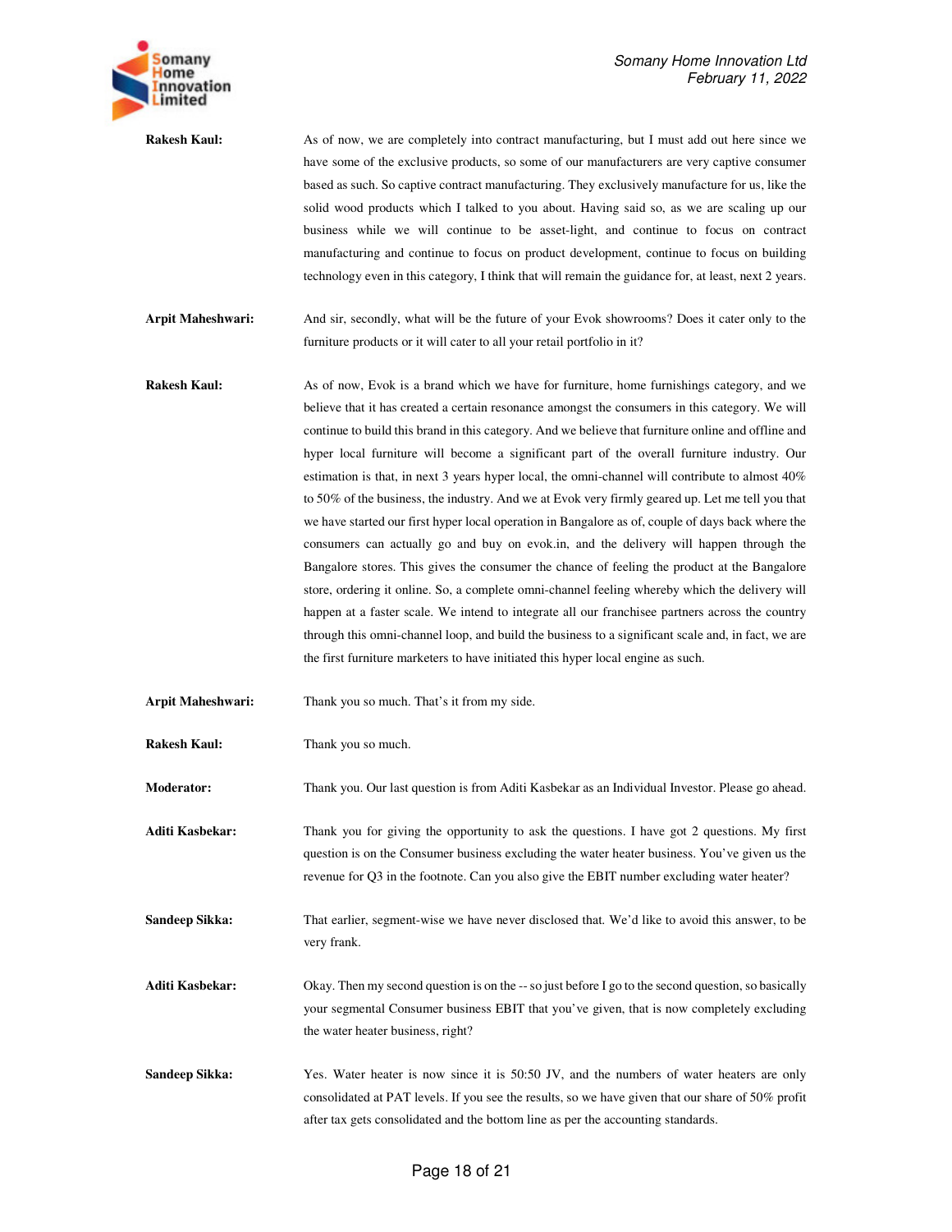**Rakesh Kaul:** As of now, we are completely into contract manufacturing, but I must add out here since we have some of the exclusive products, so some of our manufacturers are very captive consumer based as such. So captive contract manufacturing. They exclusively manufacture for us, like the solid wood products which I talked to you about. Having said so, as we are scaling up our business while we will continue to be asset-light, and continue to focus on contract manufacturing and continue to focus on product development, continue to focus on building technology even in this category, I think that will remain the guidance for, at least, next 2 years.

**Arpit Maheshwari:** And sir, secondly, what will be the future of your Evok showrooms? Does it cater only to the furniture products or it will cater to all your retail portfolio in it?

**Rakesh Kaul:** As of now, Evok is a brand which we have for furniture, home furnishings category, and we believe that it has created a certain resonance amongst the consumers in this category. We will continue to build this brand in this category. And we believe that furniture online and offline and hyper local furniture will become a significant part of the overall furniture industry. Our estimation is that, in next 3 years hyper local, the omni-channel will contribute to almost 40% to 50% of the business, the industry. And we at Evok very firmly geared up. Let me tell you that we have started our first hyper local operation in Bangalore as of, couple of days back where the consumers can actually go and buy on evok.in, and the delivery will happen through the Bangalore stores. This gives the consumer the chance of feeling the product at the Bangalore store, ordering it online. So, a complete omni-channel feeling whereby which the delivery will happen at a faster scale. We intend to integrate all our franchisee partners across the country through this omni-channel loop, and build the business to a significant scale and, in fact, we are the first furniture marketers to have initiated this hyper local engine as such.

**Arpit Maheshwari:** Thank you so much. That's it from my side.

**Rakesh Kaul:** Thank you so much.

**Moderator:** Thank you. Our last question is from Aditi Kasbekar as an Individual Investor. Please go ahead.

**Aditi Kasbekar:** Thank you for giving the opportunity to ask the questions. I have got 2 questions. My first question is on the Consumer business excluding the water heater business. You've given us the revenue for Q3 in the footnote. Can you also give the EBIT number excluding water heater?

**Sandeep Sikka:** That earlier, segment-wise we have never disclosed that. We'd like to avoid this answer, to be very frank.

**Aditi Kasbekar:** Okay. Then my second question is on the -- so just before I go to the second question, so basically your segmental Consumer business EBIT that you've given, that is now completely excluding the water heater business, right?

**Sandeep Sikka:** Yes. Water heater is now since it is 50:50 JV, and the numbers of water heaters are only consolidated at PAT levels. If you see the results, so we have given that our share of 50% profit after tax gets consolidated and the bottom line as per the accounting standards.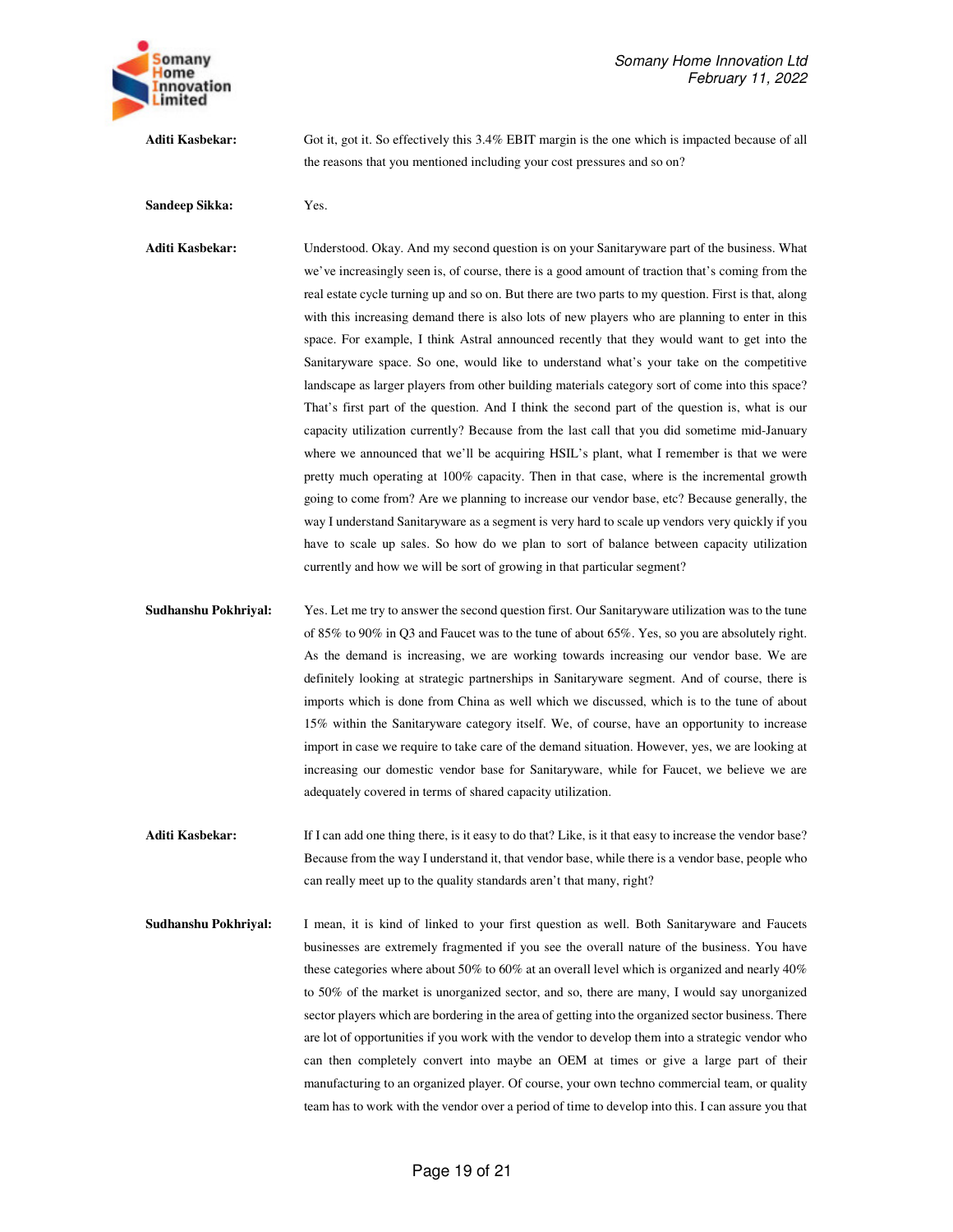**Aditi Kasbekar:** Got it, got it. So effectively this 3.4% EBIT margin is the one which is impacted because of all the reasons that you mentioned including your cost pressures and so on?

**Sandeep Sikka:** Yes.

**Aditi Kasbekar:** Understood. Okay. And my second question is on your Sanitaryware part of the business. What we've increasingly seen is, of course, there is a good amount of traction that's coming from the real estate cycle turning up and so on. But there are two parts to my question. First is that, along with this increasing demand there is also lots of new players who are planning to enter in this space. For example, I think Astral announced recently that they would want to get into the Sanitaryware space. So one, would like to understand what's your take on the competitive landscape as larger players from other building materials category sort of come into this space? That's first part of the question. And I think the second part of the question is, what is our capacity utilization currently? Because from the last call that you did sometime mid-January where we announced that we'll be acquiring HSIL's plant, what I remember is that we were pretty much operating at 100% capacity. Then in that case, where is the incremental growth going to come from? Are we planning to increase our vendor base, etc? Because generally, the way I understand Sanitaryware as a segment is very hard to scale up vendors very quickly if you have to scale up sales. So how do we plan to sort of balance between capacity utilization currently and how we will be sort of growing in that particular segment?

**Sudhanshu Pokhriyal:** Yes. Let me try to answer the second question first. Our Sanitaryware utilization was to the tune of 85% to 90% in Q3 and Faucet was to the tune of about 65%. Yes, so you are absolutely right. As the demand is increasing, we are working towards increasing our vendor base. We are definitely looking at strategic partnerships in Sanitaryware segment. And of course, there is imports which is done from China as well which we discussed, which is to the tune of about 15% within the Sanitaryware category itself. We, of course, have an opportunity to increase import in case we require to take care of the demand situation. However, yes, we are looking at increasing our domestic vendor base for Sanitaryware, while for Faucet, we believe we are adequately covered in terms of shared capacity utilization.

**Aditi Kasbekar:** If I can add one thing there, is it easy to do that? Like, is it that easy to increase the vendor base? Because from the way I understand it, that vendor base, while there is a vendor base, people who can really meet up to the quality standards aren't that many, right?

**Sudhanshu Pokhriyal:** I mean, it is kind of linked to your first question as well. Both Sanitaryware and Faucets businesses are extremely fragmented if you see the overall nature of the business. You have these categories where about 50% to 60% at an overall level which is organized and nearly 40% to 50% of the market is unorganized sector, and so, there are many, I would say unorganized sector players which are bordering in the area of getting into the organized sector business. There are lot of opportunities if you work with the vendor to develop them into a strategic vendor who can then completely convert into maybe an OEM at times or give a large part of their manufacturing to an organized player. Of course, your own techno commercial team, or quality team has to work with the vendor over a period of time to develop into this. I can assure you that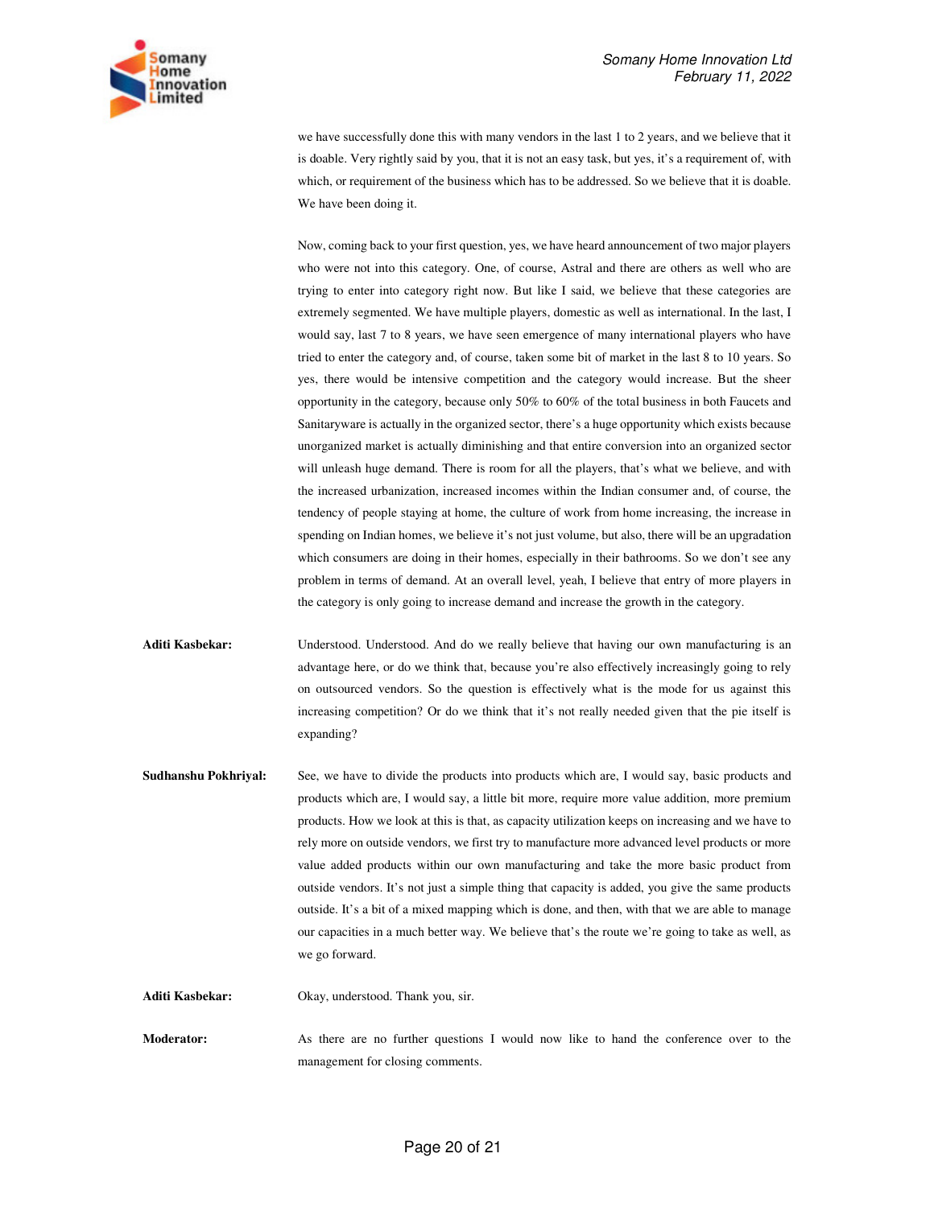we have successfully done this with many vendors in the last 1 to 2 years, and we believe that it is doable. Very rightly said by you, that it is not an easy task, but yes, it's a requirement of, with which, or requirement of the business which has to be addressed. So we believe that it is doable. We have been doing it.

Now, coming back to your first question, yes, we have heard announcement of two major players who were not into this category. One, of course, Astral and there are others as well who are trying to enter into category right now. But like I said, we believe that these categories are extremely segmented. We have multiple players, domestic as well as international. In the last, I would say, last 7 to 8 years, we have seen emergence of many international players who have tried to enter the category and, of course, taken some bit of market in the last 8 to 10 years. So yes, there would be intensive competition and the category would increase. But the sheer opportunity in the category, because only 50% to 60% of the total business in both Faucets and Sanitaryware is actually in the organized sector, there's a huge opportunity which exists because unorganized market is actually diminishing and that entire conversion into an organized sector will unleash huge demand. There is room for all the players, that's what we believe, and with the increased urbanization, increased incomes within the Indian consumer and, of course, the tendency of people staying at home, the culture of work from home increasing, the increase in spending on Indian homes, we believe it's not just volume, but also, there will be an upgradation which consumers are doing in their homes, especially in their bathrooms. So we don't see any problem in terms of demand. At an overall level, yeah, I believe that entry of more players in the category is only going to increase demand and increase the growth in the category.

**Aditi Kasbekar:** Understood. Understood. And do we really believe that having our own manufacturing is an advantage here, or do we think that, because you're also effectively increasingly going to rely on outsourced vendors. So the question is effectively what is the mode for us against this increasing competition? Or do we think that it's not really needed given that the pie itself is expanding?

**Sudhanshu Pokhriyal:** See, we have to divide the products into products which are, I would say, basic products and products which are, I would say, a little bit more, require more value addition, more premium products. How we look at this is that, as capacity utilization keeps on increasing and we have to rely more on outside vendors, we first try to manufacture more advanced level products or more value added products within our own manufacturing and take the more basic product from outside vendors. It's not just a simple thing that capacity is added, you give the same products outside. It's a bit of a mixed mapping which is done, and then, with that we are able to manage our capacities in a much better way. We believe that's the route we're going to take as well, as we go forward.

**Aditi Kasbekar:** Okay, understood. Thank you, sir.

**Moderator:** As there are no further questions I would now like to hand the conference over to the management for closing comments.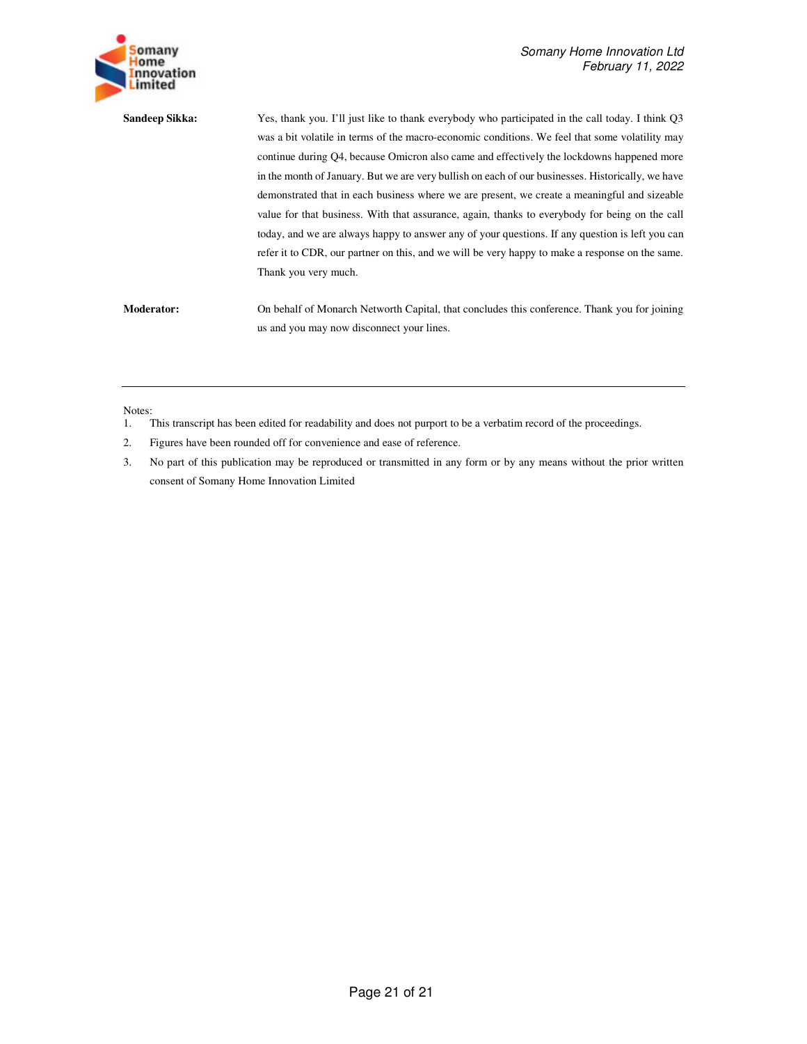**Sandeep Sikka:** Yes, thank you. I'll just like to thank everybody who participated in the call today. I think Q3 was a bit volatile in terms of the macro-economic conditions. We feel that some volatility may continue during Q4, because Omicron also came and effectively the lockdowns happened more in the month of January. But we are very bullish on each of our businesses. Historically, we have demonstrated that in each business where we are present, we create a meaningful and sizeable value for that business. With that assurance, again, thanks to everybody for being on the call today, and we are always happy to answer any of your questions. If any question is left you can refer it to CDR, our partner on this, and we will be very happy to make a response on the same. Thank you very much.

**Moderator:** On behalf of Monarch Networth Capital, that concludes this conference. Thank you for joining us and you may now disconnect your lines.

---

Notes:

1. This transcript has been edited for readability and does not purport to be a verbatim record of the proceedings.
2. Figures have been rounded off for convenience and ease of reference.
3. No part of this publication may be reproduced or transmitted in any form or by any means without the prior written consent of Somany Home Innovation Limited